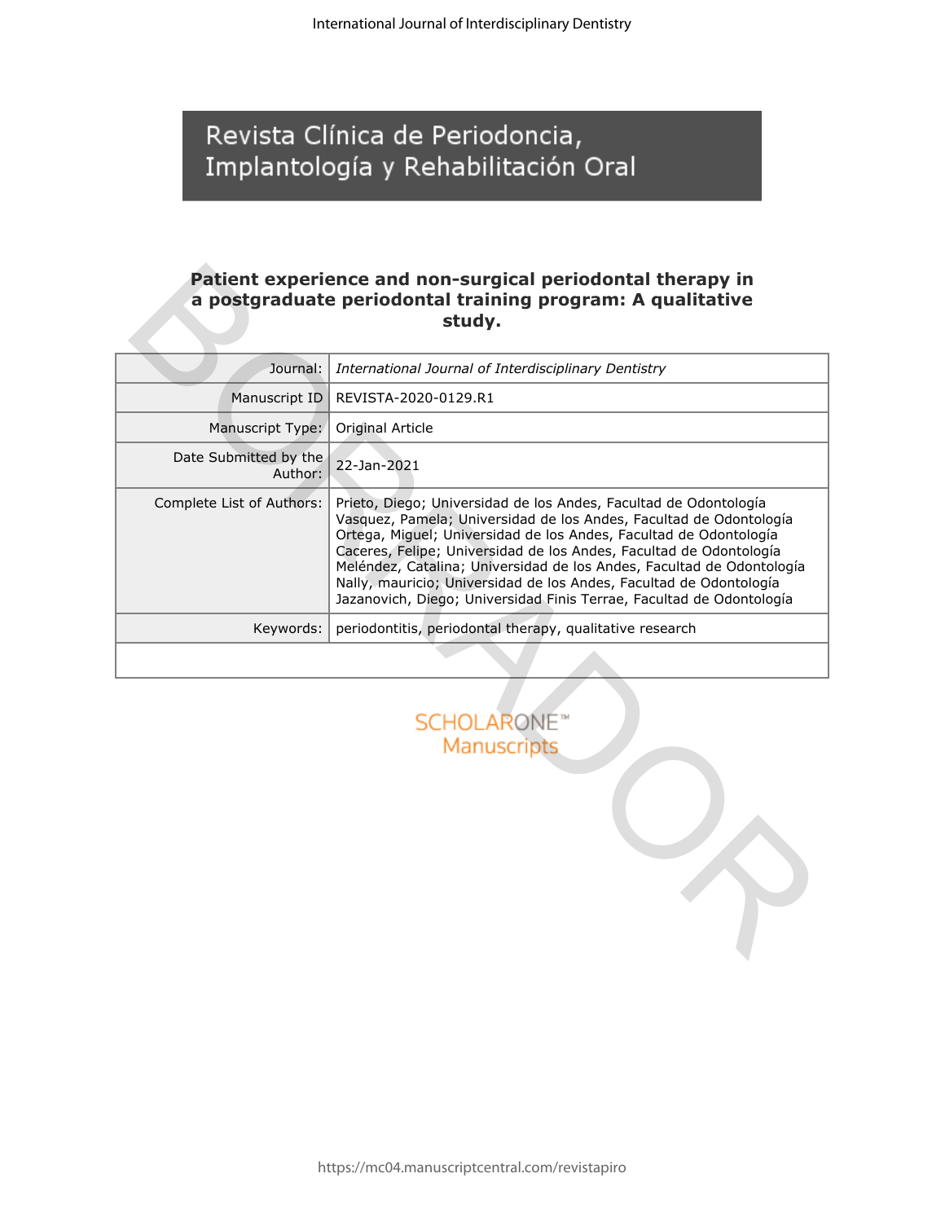# Revista Clínica de Periodoncia, Implantología y Rehabilitación Oral

## Patient experience and non-surgical periodontal therapy in a postgraduate periodontal training program: A qualitative study.

| | |
|---|---|
| Journal: | *International Journal of Interdisciplinary Dentistry* |
| Manuscript ID | REVISTA-2020-0129.R1 |
| Manuscript Type: | Original Article |
| Date Submitted by the Author: | 22-Jan-2021 |
| Complete List of Authors: | Prieto, Diego; Universidad de los Andes, Facultad de Odontología<br>Vasquez, Pamela; Universidad de los Andes, Facultad de Odontología<br>Ortega, Miguel; Universidad de los Andes, Facultad de Odontología<br>Caceres, Felipe; Universidad de los Andes, Facultad de Odontología<br>Meléndez, Catalina; Universidad de los Andes, Facultad de Odontología<br>Nally, mauricio; Universidad de los Andes, Facultad de Odontología<br>Jazanovich, Diego; Universidad Finis Terrae, Facultad de Odontología |
| Keywords: | periodontitis, periodontal therapy, qualitative research |
| | |

SCHOLARONE™ Manuscripts

BORRADOR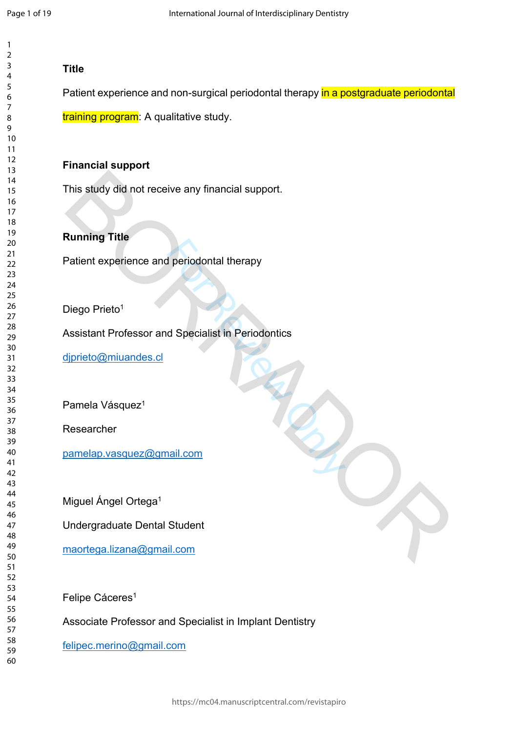**Title**

Patient experience and non-surgical periodontal therapy in a postgraduate periodontal training program: A qualitative study.

**Financial support**

This study did not receive any financial support.

**Running Title**

Patient experience and periodontal therapy

Diego Prieto[1]

Assistant Professor and Specialist in Periodontics

djprieto@miuandes.cl

Pamela Vásquez[1]

Researcher

pamelap.vasquez@gmail.com

Miguel Ángel Ortega[1]

Undergraduate Dental Student

maortega.lizana@gmail.com

Felipe Cáceres[1]

Associate Professor and Specialist in Implant Dentistry

felipec.merino@gmail.com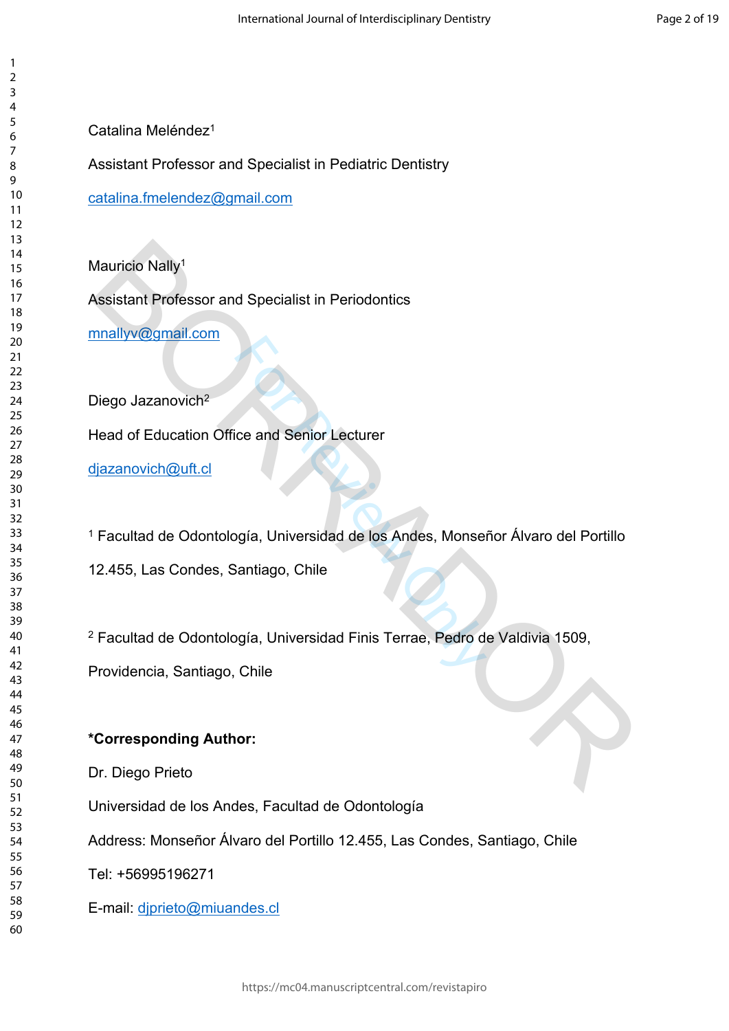Catalina Meléndez[1]

Assistant Professor and Specialist in Pediatric Dentistry

catalina.fmelendez@gmail.com

Mauricio Nally[1]

Assistant Professor and Specialist in Periodontics

mnallyv@gmail.com

Diego Jazanovich[2]

Head of Education Office and Senior Lecturer

djazanovich@uft.cl

[1] Facultad de Odontología, Universidad de los Andes, Monseñor Álvaro del Portillo 12.455, Las Condes, Santiago, Chile

[2] Facultad de Odontología, Universidad Finis Terrae, Pedro de Valdivia 1509, Providencia, Santiago, Chile

**\*Corresponding Author:**

Dr. Diego Prieto

Universidad de los Andes, Facultad de Odontología

Address: Monseñor Álvaro del Portillo 12.455, Las Condes, Santiago, Chile

Tel: +56995196271

E-mail: djprieto@miuandes.cl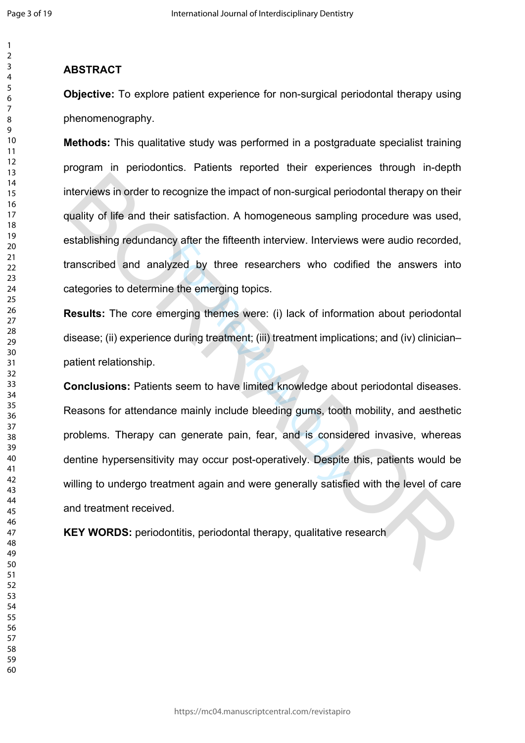## ABSTRACT

**Objective:** To explore patient experience for non-surgical periodontal therapy using phenomenography.

**Methods:** This qualitative study was performed in a postgraduate specialist training program in periodontics. Patients reported their experiences through in-depth interviews in order to recognize the impact of non-surgical periodontal therapy on their quality of life and their satisfaction. A homogeneous sampling procedure was used, establishing redundancy after the fifteenth interview. Interviews were audio recorded, transcribed and analyzed by three researchers who codified the answers into categories to determine the emerging topics.

**Results:** The core emerging themes were: (i) lack of information about periodontal disease; (ii) experience during treatment; (iii) treatment implications; and (iv) clinician–patient relationship.

**Conclusions:** Patients seem to have limited knowledge about periodontal diseases. Reasons for attendance mainly include bleeding gums, tooth mobility, and aesthetic problems. Therapy can generate pain, fear, and is considered invasive, whereas dentine hypersensitivity may occur post-operatively. Despite this, patients would be willing to undergo treatment again and were generally satisfied with the level of care and treatment received.

**KEY WORDS:** periodontitis, periodontal therapy, qualitative research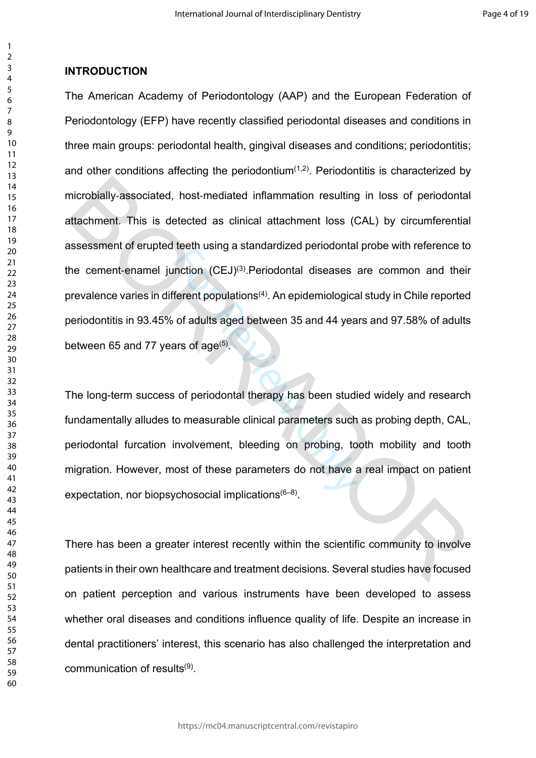## INTRODUCTION

The American Academy of Periodontology (AAP) and the European Federation of Periodontology (EFP) have recently classified periodontal diseases and conditions in three main groups: periodontal health, gingival diseases and conditions; periodontitis; and other conditions affecting the periodontium[1,2]. Periodontitis is characterized by microbially-associated, host-mediated inflammation resulting in loss of periodontal attachment. This is detected as clinical attachment loss (CAL) by circumferential assessment of erupted teeth using a standardized periodontal probe with reference to the cement-enamel junction (CEJ)[3].Periodontal diseases are common and their prevalence varies in different populations[4]. An epidemiological study in Chile reported periodontitis in 93.45% of adults aged between 35 and 44 years and 97.58% of adults between 65 and 77 years of age[5].

The long-term success of periodontal therapy has been studied widely and research fundamentally alludes to measurable clinical parameters such as probing depth, CAL, periodontal furcation involvement, bleeding on probing, tooth mobility and tooth migration. However, most of these parameters do not have a real impact on patient expectation, nor biopsychosocial implications[6–8].

There has been a greater interest recently within the scientific community to involve patients in their own healthcare and treatment decisions. Several studies have focused on patient perception and various instruments have been developed to assess whether oral diseases and conditions influence quality of life. Despite an increase in dental practitioners' interest, this scenario has also challenged the interpretation and communication of results[9].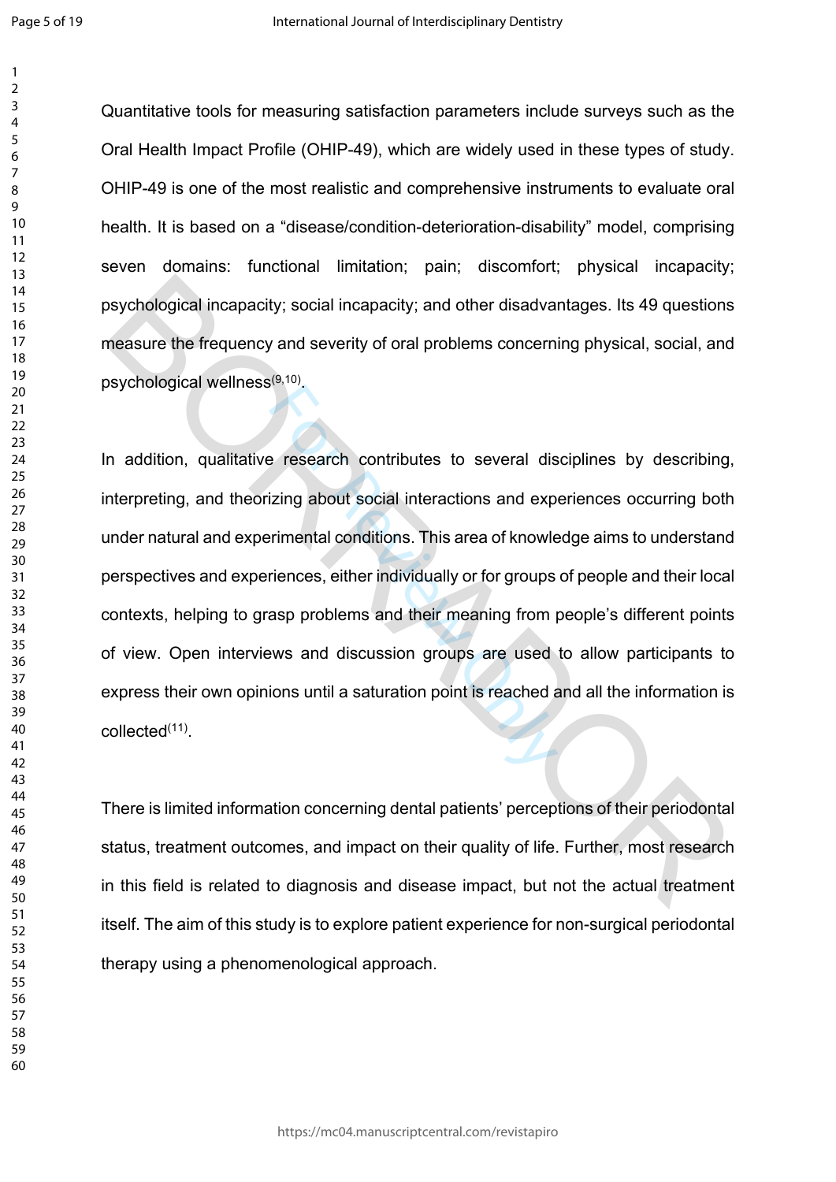Quantitative tools for measuring satisfaction parameters include surveys such as the Oral Health Impact Profile (OHIP-49), which are widely used in these types of study. OHIP-49 is one of the most realistic and comprehensive instruments to evaluate oral health. It is based on a "disease/condition-deterioration-disability" model, comprising seven domains: functional limitation; pain; discomfort; physical incapacity; psychological incapacity; social incapacity; and other disadvantages. Its 49 questions measure the frequency and severity of oral problems concerning physical, social, and psychological wellness[9,10].

In addition, qualitative research contributes to several disciplines by describing, interpreting, and theorizing about social interactions and experiences occurring both under natural and experimental conditions. This area of knowledge aims to understand perspectives and experiences, either individually or for groups of people and their local contexts, helping to grasp problems and their meaning from people's different points of view. Open interviews and discussion groups are used to allow participants to express their own opinions until a saturation point is reached and all the information is collected[11].

There is limited information concerning dental patients' perceptions of their periodontal status, treatment outcomes, and impact on their quality of life. Further, most research in this field is related to diagnosis and disease impact, but not the actual treatment itself. The aim of this study is to explore patient experience for non-surgical periodontal therapy using a phenomenological approach.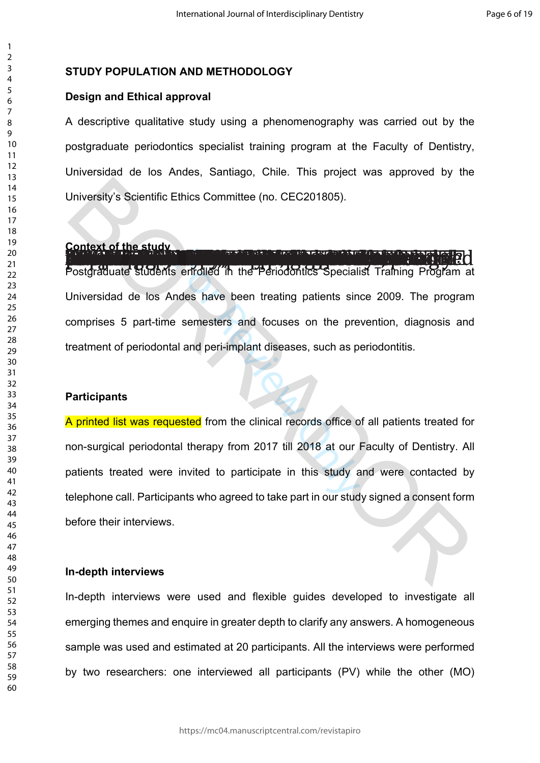## STUDY POPULATION AND METHODOLOGY

### Design and Ethical approval

A descriptive qualitative study using a phenomenography was carried out by the postgraduate periodontics specialist training program at the Faculty of Dentistry, Universidad de los Andes, Santiago, Chile. This project was approved by the University's Scientific Ethics Committee (no. CEC201805).

### Context of the study

Postgraduate students enrolled in the Periodontics Specialist Training Program at Universidad de los Andes have been treating patients since 2009. The program comprises 5 part-time semesters and focuses on the prevention, diagnosis and treatment of periodontal and peri-implant diseases, such as periodontitis.

### Participants

A printed list was requested from the clinical records office of all patients treated for non-surgical periodontal therapy from 2017 till 2018 at our Faculty of Dentistry. All patients treated were invited to participate in this study and were contacted by telephone call. Participants who agreed to take part in our study signed a consent form before their interviews.

### In-depth interviews

In-depth interviews were used and flexible guides developed to investigate all emerging themes and enquire in greater depth to clarify any answers. A homogeneous sample was used and estimated at 20 participants. All the interviews were performed by two researchers: one interviewed all participants (PV) while the other (MO)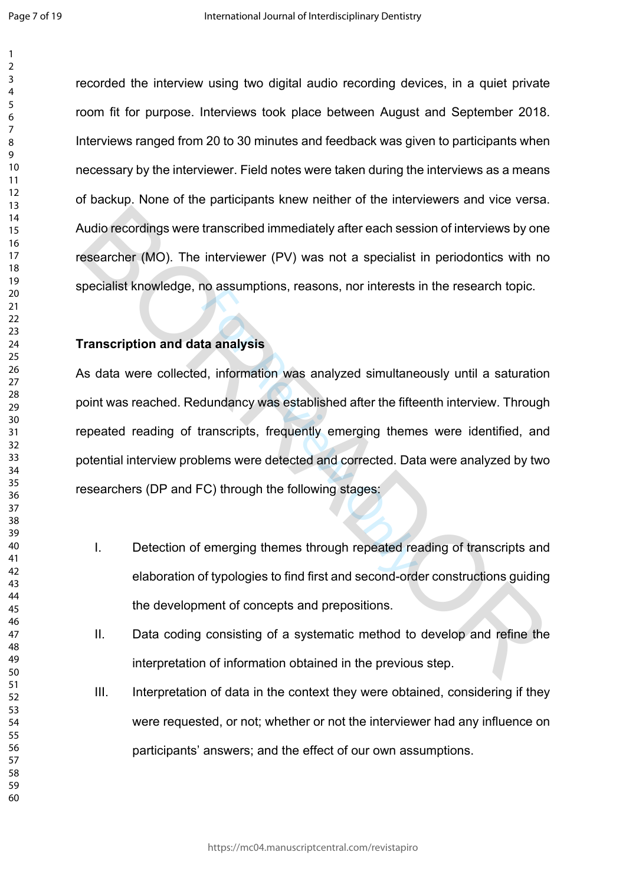recorded the interview using two digital audio recording devices, in a quiet private room fit for purpose. Interviews took place between August and September 2018. Interviews ranged from 20 to 30 minutes and feedback was given to participants when necessary by the interviewer. Field notes were taken during the interviews as a means of backup. None of the participants knew neither of the interviewers and vice versa. Audio recordings were transcribed immediately after each session of interviews by one researcher (MO). The interviewer (PV) was not a specialist in periodontics with no specialist knowledge, no assumptions, reasons, nor interests in the research topic.

**Transcription and data analysis**

As data were collected, information was analyzed simultaneously until a saturation point was reached. Redundancy was established after the fifteenth interview. Through repeated reading of transcripts, frequently emerging themes were identified, and potential interview problems were detected and corrected. Data were analyzed by two researchers (DP and FC) through the following stages:

I. Detection of emerging themes through repeated reading of transcripts and elaboration of typologies to find first and second-order constructions guiding the development of concepts and prepositions.

II. Data coding consisting of a systematic method to develop and refine the interpretation of information obtained in the previous step.

III. Interpretation of data in the context they were obtained, considering if they were requested, or not; whether or not the interviewer had any influence on participants' answers; and the effect of our own assumptions.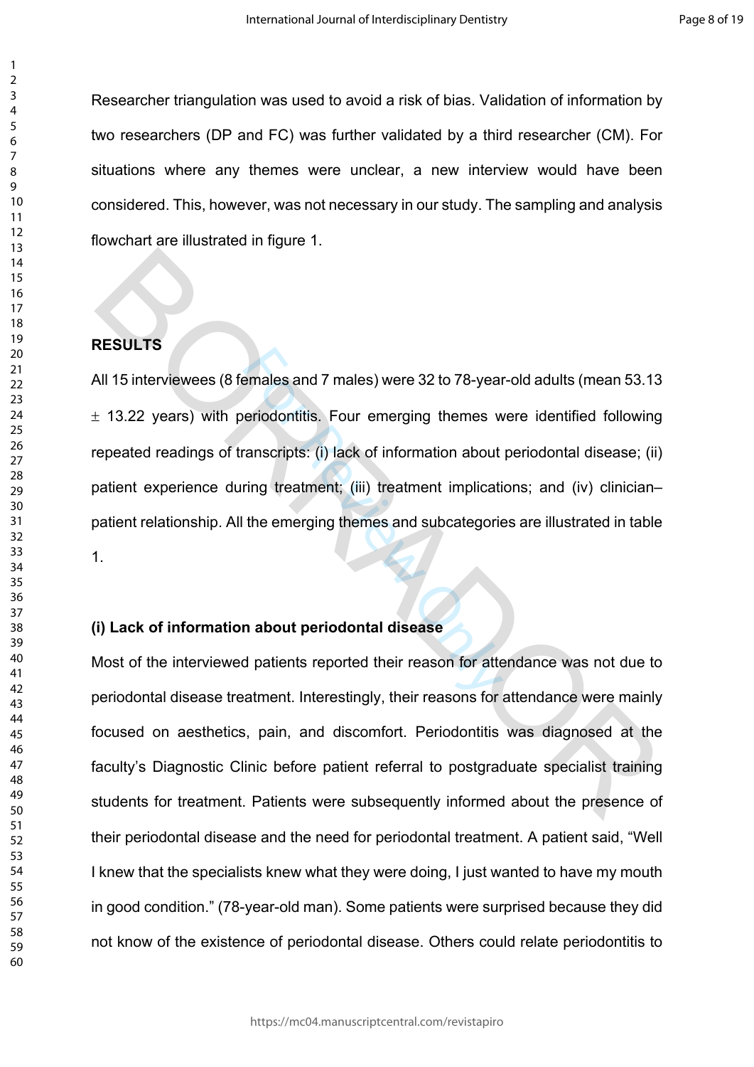Researcher triangulation was used to avoid a risk of bias. Validation of information by two researchers (DP and FC) was further validated by a third researcher (CM). For situations where any themes were unclear, a new interview would have been considered. This, however, was not necessary in our study. The sampling and analysis flowchart are illustrated in figure 1.

## RESULTS

All 15 interviewees (8 females and 7 males) were 32 to 78-year-old adults (mean 53.13 $\pm$ 13.22 years) with periodontitis. Four emerging themes were identified following repeated readings of transcripts: (i) lack of information about periodontal disease; (ii) patient experience during treatment; (iii) treatment implications; and (iv) clinician–patient relationship. All the emerging themes and subcategories are illustrated in table 1.

### (i) Lack of information about periodontal disease

Most of the interviewed patients reported their reason for attendance was not due to periodontal disease treatment. Interestingly, their reasons for attendance were mainly focused on aesthetics, pain, and discomfort. Periodontitis was diagnosed at the faculty's Diagnostic Clinic before patient referral to postgraduate specialist training students for treatment. Patients were subsequently informed about the presence of their periodontal disease and the need for periodontal treatment. A patient said, "Well I knew that the specialists knew what they were doing, I just wanted to have my mouth in good condition." (78-year-old man). Some patients were surprised because they did not know of the existence of periodontal disease. Others could relate periodontitis to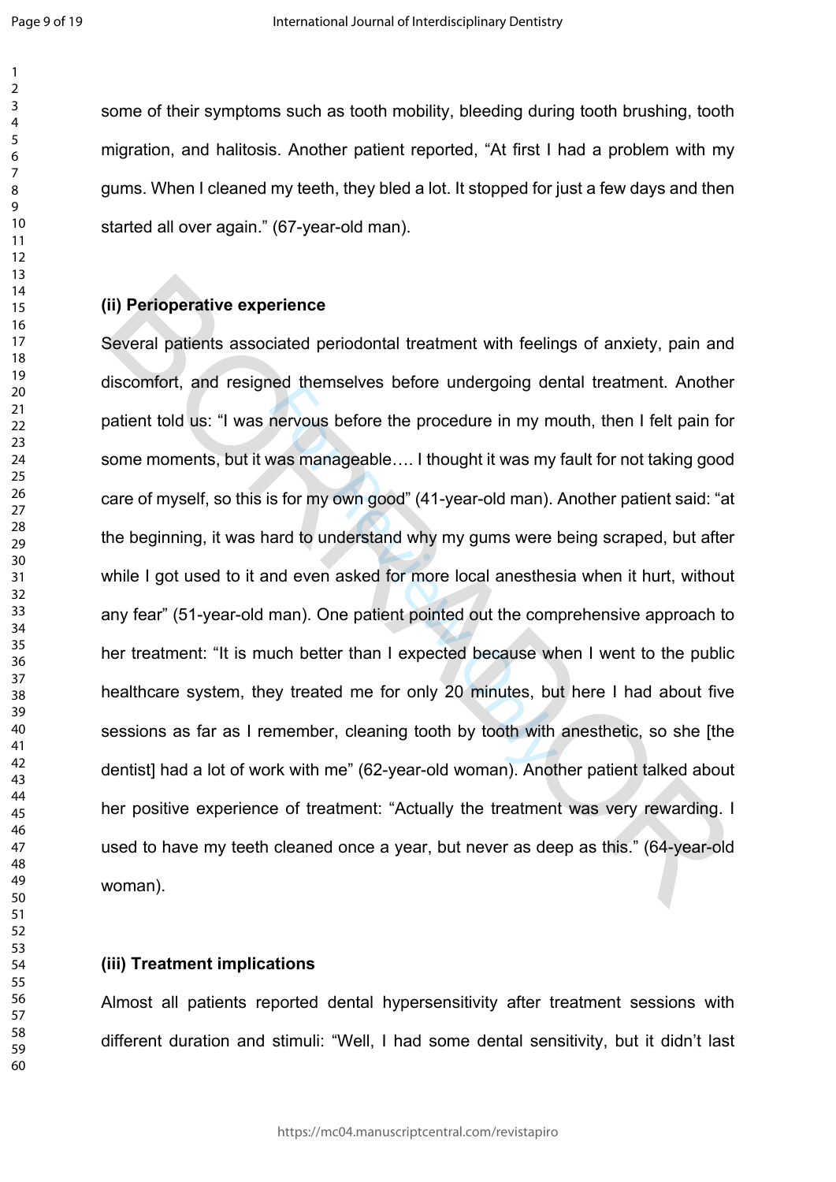some of their symptoms such as tooth mobility, bleeding during tooth brushing, tooth migration, and halitosis. Another patient reported, “At first I had a problem with my gums. When I cleaned my teeth, they bled a lot. It stopped for just a few days and then started all over again.” (67-year-old man).

**(ii) Perioperative experience**

Several patients associated periodontal treatment with feelings of anxiety, pain and discomfort, and resigned themselves before undergoing dental treatment. Another patient told us: “I was nervous before the procedure in my mouth, then I felt pain for some moments, but it was manageable…. I thought it was my fault for not taking good care of myself, so this is for my own good” (41-year-old man). Another patient said: “at the beginning, it was hard to understand why my gums were being scraped, but after while I got used to it and even asked for more local anesthesia when it hurt, without any fear” (51-year-old man). One patient pointed out the comprehensive approach to her treatment: “It is much better than I expected because when I went to the public healthcare system, they treated me for only 20 minutes, but here I had about five sessions as far as I remember, cleaning tooth by tooth with anesthetic, so she [the dentist] had a lot of work with me” (62-year-old woman). Another patient talked about her positive experience of treatment: “Actually the treatment was very rewarding. I used to have my teeth cleaned once a year, but never as deep as this.” (64-year-old woman).

**(iii) Treatment implications**

Almost all patients reported dental hypersensitivity after treatment sessions with different duration and stimuli: “Well, I had some dental sensitivity, but it didn’t last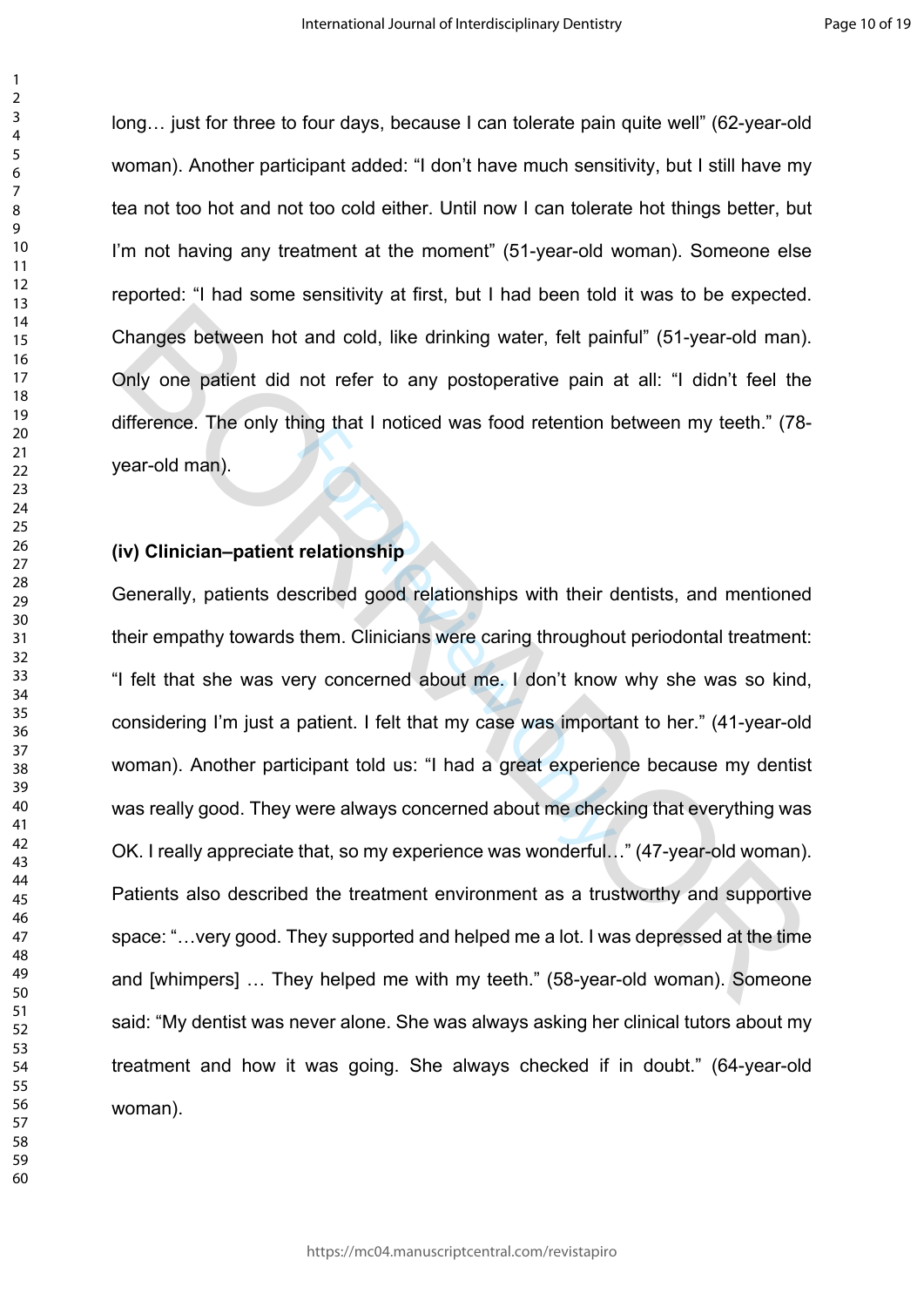long… just for three to four days, because I can tolerate pain quite well" (62-year-old woman). Another participant added: "I don't have much sensitivity, but I still have my tea not too hot and not too cold either. Until now I can tolerate hot things better, but I'm not having any treatment at the moment" (51-year-old woman). Someone else reported: "I had some sensitivity at first, but I had been told it was to be expected. Changes between hot and cold, like drinking water, felt painful" (51-year-old man). Only one patient did not refer to any postoperative pain at all: "I didn't feel the difference. The only thing that I noticed was food retention between my teeth." (78-year-old man).

**(iv) Clinician–patient relationship**

Generally, patients described good relationships with their dentists, and mentioned their empathy towards them. Clinicians were caring throughout periodontal treatment: "I felt that she was very concerned about me. I don't know why she was so kind, considering I'm just a patient. I felt that my case was important to her." (41-year-old woman). Another participant told us: "I had a great experience because my dentist was really good. They were always concerned about me checking that everything was OK. I really appreciate that, so my experience was wonderful…" (47-year-old woman). Patients also described the treatment environment as a trustworthy and supportive space: "…very good. They supported and helped me a lot. I was depressed at the time and [whimpers] … They helped me with my teeth." (58-year-old woman). Someone said: "My dentist was never alone. She was always asking her clinical tutors about my treatment and how it was going. She always checked if in doubt." (64-year-old woman).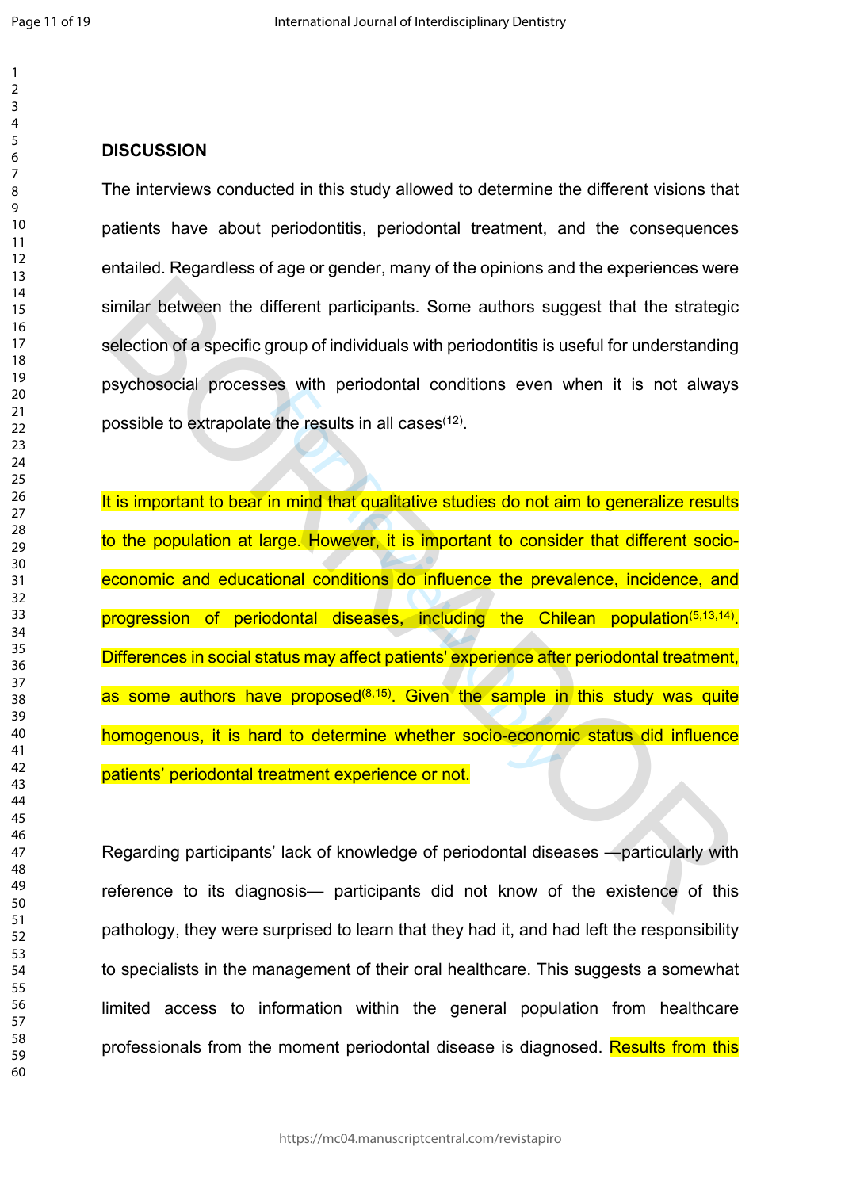## DISCUSSION

The interviews conducted in this study allowed to determine the different visions that patients have about periodontitis, periodontal treatment, and the consequences entailed. Regardless of age or gender, many of the opinions and the experiences were similar between the different participants. Some authors suggest that the strategic selection of a specific group of individuals with periodontitis is useful for understanding psychosocial processes with periodontal conditions even when it is not always possible to extrapolate the results in all cases[12].

It is important to bear in mind that qualitative studies do not aim to generalize results to the population at large. However, it is important to consider that different socio-economic and educational conditions do influence the prevalence, incidence, and progression of periodontal diseases, including the Chilean population[5,13,14]. Differences in social status may affect patients' experience after periodontal treatment, as some authors have proposed[8,15]. Given the sample in this study was quite homogenous, it is hard to determine whether socio-economic status did influence patients' periodontal treatment experience or not.

Regarding participants' lack of knowledge of periodontal diseases —particularly with reference to its diagnosis— participants did not know of the existence of this pathology, they were surprised to learn that they had it, and had left the responsibility to specialists in the management of their oral healthcare. This suggests a somewhat limited access to information within the general population from healthcare professionals from the moment periodontal disease is diagnosed. Results from this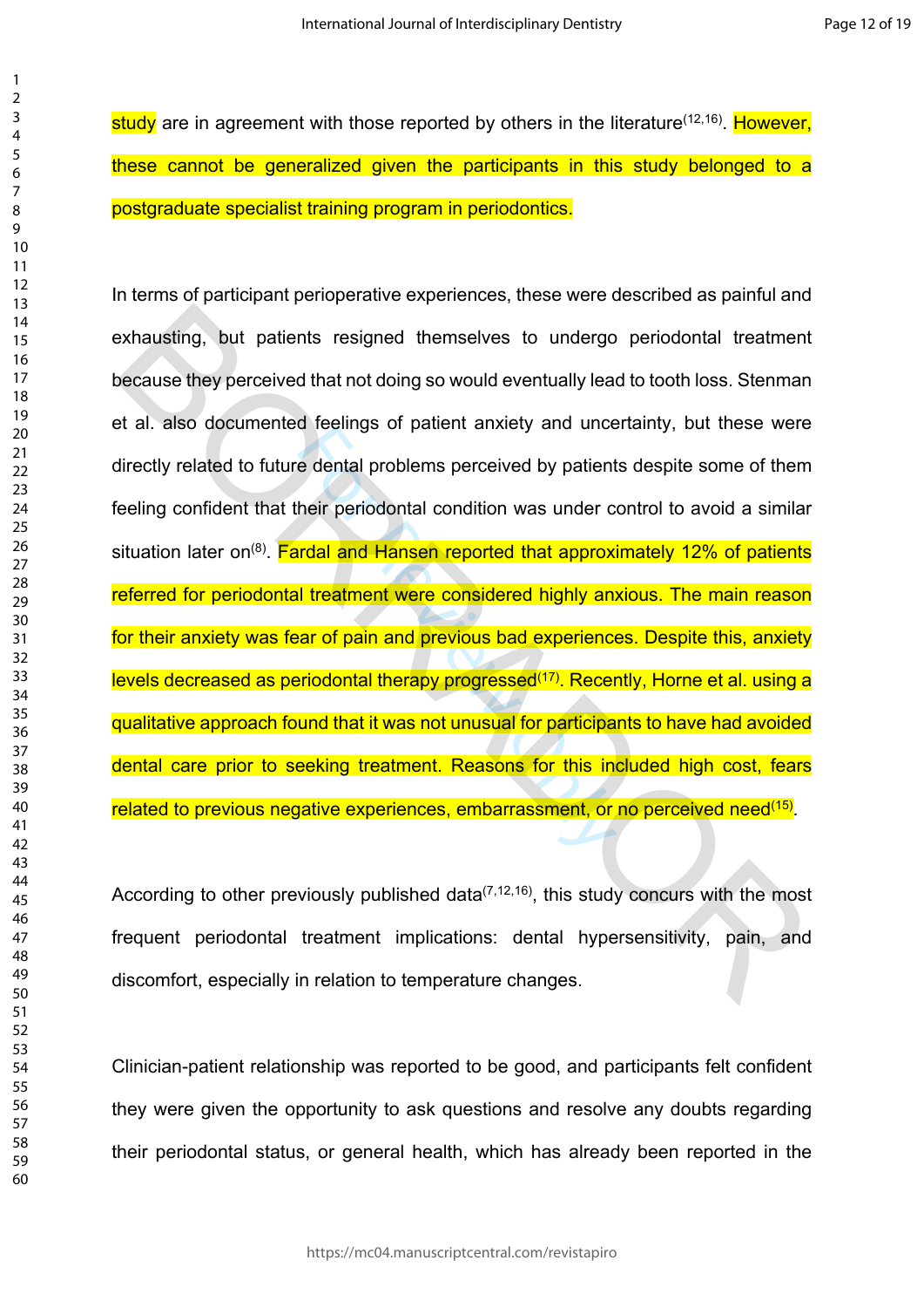study are in agreement with those reported by others in the literature[12,16]. However, these cannot be generalized given the participants in this study belonged to a postgraduate specialist training program in periodontics.

In terms of participant perioperative experiences, these were described as painful and exhausting, but patients resigned themselves to undergo periodontal treatment because they perceived that not doing so would eventually lead to tooth loss. Stenman et al. also documented feelings of patient anxiety and uncertainty, but these were directly related to future dental problems perceived by patients despite some of them feeling confident that their periodontal condition was under control to avoid a similar situation later on[8]. Fardal and Hansen reported that approximately 12% of patients referred for periodontal treatment were considered highly anxious. The main reason for their anxiety was fear of pain and previous bad experiences. Despite this, anxiety levels decreased as periodontal therapy progressed[17]. Recently, Horne et al. using a qualitative approach found that it was not unusual for participants to have had avoided dental care prior to seeking treatment. Reasons for this included high cost, fears related to previous negative experiences, embarrassment, or no perceived need[15].

According to other previously published data[7,12,16], this study concurs with the most frequent periodontal treatment implications: dental hypersensitivity, pain, and discomfort, especially in relation to temperature changes.

Clinician-patient relationship was reported to be good, and participants felt confident they were given the opportunity to ask questions and resolve any doubts regarding their periodontal status, or general health, which has already been reported in the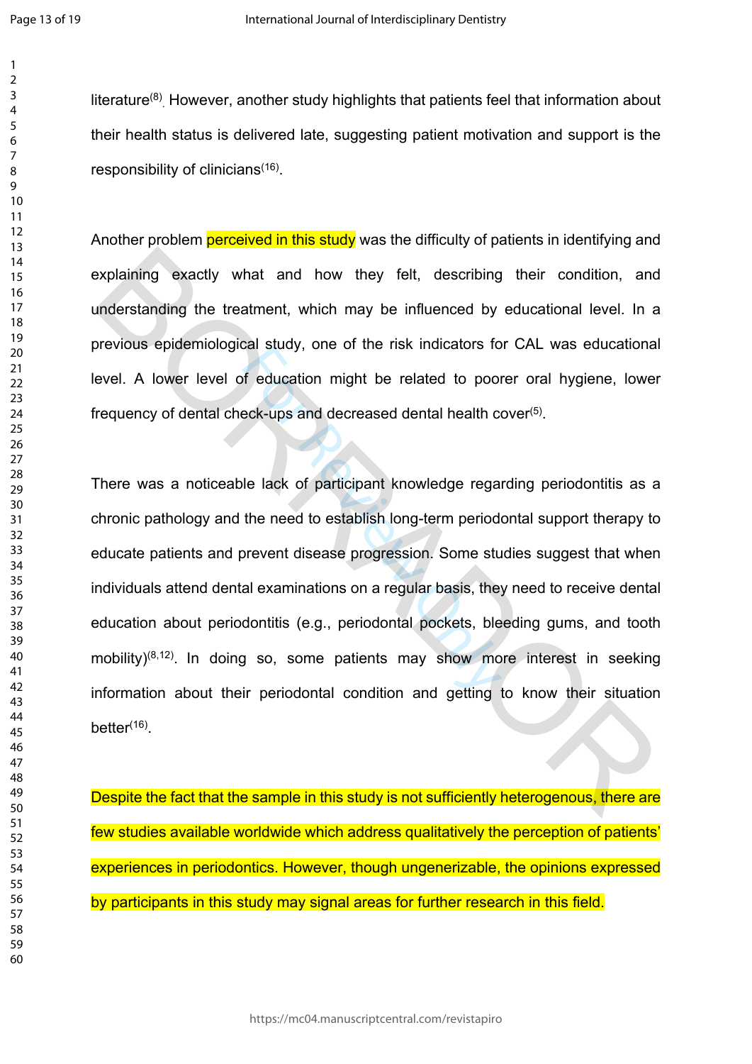literature[8]. However, another study highlights that patients feel that information about their health status is delivered late, suggesting patient motivation and support is the responsibility of clinicians[16].

Another problem perceived in this study was the difficulty of patients in identifying and explaining exactly what and how they felt, describing their condition, and understanding the treatment, which may be influenced by educational level. In a previous epidemiological study, one of the risk indicators for CAL was educational level. A lower level of education might be related to poorer oral hygiene, lower frequency of dental check-ups and decreased dental health cover[5].

There was a noticeable lack of participant knowledge regarding periodontitis as a chronic pathology and the need to establish long-term periodontal support therapy to educate patients and prevent disease progression. Some studies suggest that when individuals attend dental examinations on a regular basis, they need to receive dental education about periodontitis (e.g., periodontal pockets, bleeding gums, and tooth mobility)[8,12]. In doing so, some patients may show more interest in seeking information about their periodontal condition and getting to know their situation better[16].

Despite the fact that the sample in this study is not sufficiently heterogenous, there are few studies available worldwide which address qualitatively the perception of patients' experiences in periodontics. However, though ungenerizable, the opinions expressed by participants in this study may signal areas for further research in this field.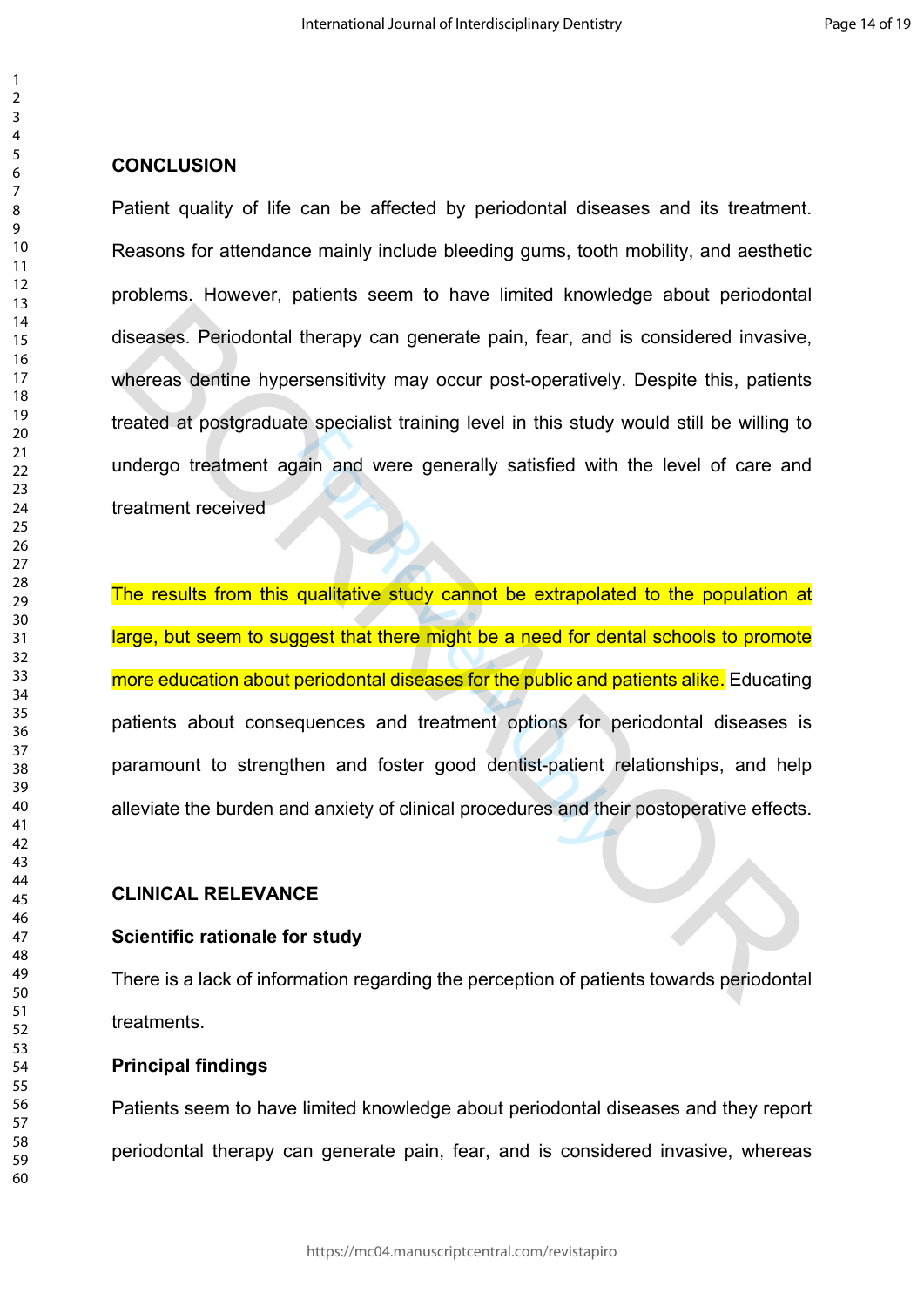## CONCLUSION

Patient quality of life can be affected by periodontal diseases and its treatment. Reasons for attendance mainly include bleeding gums, tooth mobility, and aesthetic problems. However, patients seem to have limited knowledge about periodontal diseases. Periodontal therapy can generate pain, fear, and is considered invasive, whereas dentine hypersensitivity may occur post-operatively. Despite this, patients treated at postgraduate specialist training level in this study would still be willing to undergo treatment again and were generally satisfied with the level of care and treatment received

The results from this qualitative study cannot be extrapolated to the population at large, but seem to suggest that there might be a need for dental schools to promote more education about periodontal diseases for the public and patients alike. Educating patients about consequences and treatment options for periodontal diseases is paramount to strengthen and foster good dentist-patient relationships, and help alleviate the burden and anxiety of clinical procedures and their postoperative effects.

## CLINICAL RELEVANCE

### Scientific rationale for study

There is a lack of information regarding the perception of patients towards periodontal treatments.

### Principal findings

Patients seem to have limited knowledge about periodontal diseases and they report periodontal therapy can generate pain, fear, and is considered invasive, whereas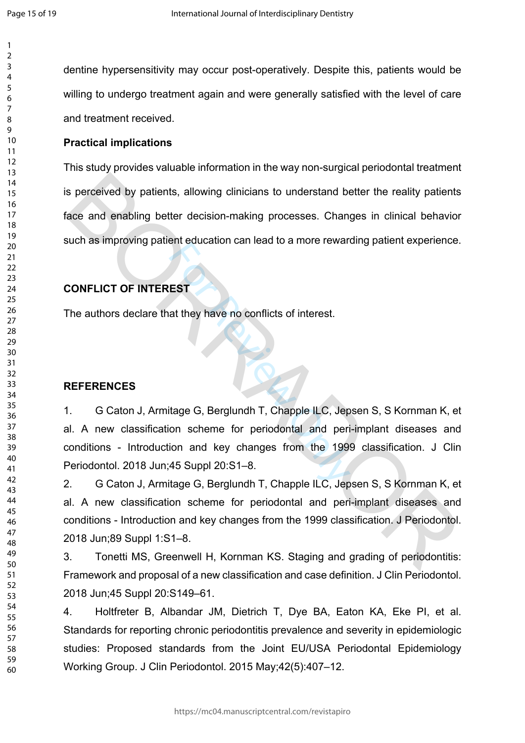dentine hypersensitivity may occur post-operatively. Despite this, patients would be willing to undergo treatment again and were generally satisfied with the level of care and treatment received.

**Practical implications**

This study provides valuable information in the way non-surgical periodontal treatment is perceived by patients, allowing clinicians to understand better the reality patients face and enabling better decision-making processes. Changes in clinical behavior such as improving patient education can lead to a more rewarding patient experience.

## CONFLICT OF INTEREST

The authors declare that they have no conflicts of interest.

## REFERENCES

1. G Caton J, Armitage G, Berglundh T, Chapple ILC, Jepsen S, S Kornman K, et al. A new classification scheme for periodontal and peri-implant diseases and conditions - Introduction and key changes from the 1999 classification. J Clin Periodontol. 2018 Jun;45 Suppl 20:S1–8.
2. G Caton J, Armitage G, Berglundh T, Chapple ILC, Jepsen S, S Kornman K, et al. A new classification scheme for periodontal and peri-implant diseases and conditions - Introduction and key changes from the 1999 classification. J Periodontol. 2018 Jun;89 Suppl 1:S1–8.
3. Tonetti MS, Greenwell H, Kornman KS. Staging and grading of periodontitis: Framework and proposal of a new classification and case definition. J Clin Periodontol. 2018 Jun;45 Suppl 20:S149–61.
4. Holtfreter B, Albandar JM, Dietrich T, Dye BA, Eaton KA, Eke PI, et al. Standards for reporting chronic periodontitis prevalence and severity in epidemiologic studies: Proposed standards from the Joint EU/USA Periodontal Epidemiology Working Group. J Clin Periodontol. 2015 May;42(5):407–12.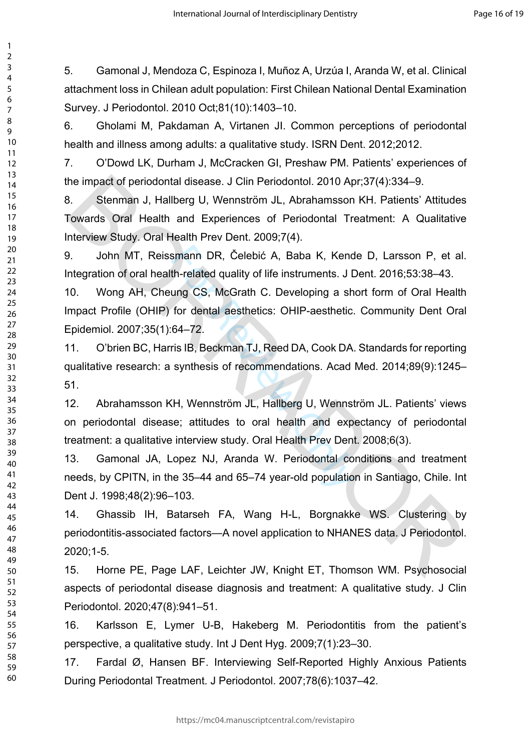5. Gamonal J, Mendoza C, Espinoza I, Muñoz A, Urzúa I, Aranda W, et al. Clinical attachment loss in Chilean adult population: First Chilean National Dental Examination Survey. J Periodontol. 2010 Oct;81(10):1403–10.

6. Gholami M, Pakdaman A, Virtanen JI. Common perceptions of periodontal health and illness among adults: a qualitative study. ISRN Dent. 2012;2012.

7. O'Dowd LK, Durham J, McCracken GI, Preshaw PM. Patients' experiences of the impact of periodontal disease. J Clin Periodontol. 2010 Apr;37(4):334–9.

8. Stenman J, Hallberg U, Wennström JL, Abrahamsson KH. Patients' Attitudes Towards Oral Health and Experiences of Periodontal Treatment: A Qualitative Interview Study. Oral Health Prev Dent. 2009;7(4).

9. John MT, Reissmann DR, Čelebić A, Baba K, Kende D, Larsson P, et al. Integration of oral health-related quality of life instruments. J Dent. 2016;53:38–43.

10. Wong AH, Cheung CS, McGrath C. Developing a short form of Oral Health Impact Profile (OHIP) for dental aesthetics: OHIP-aesthetic. Community Dent Oral Epidemiol. 2007;35(1):64–72.

11. O'brien BC, Harris IB, Beckman TJ, Reed DA, Cook DA. Standards for reporting qualitative research: a synthesis of recommendations. Acad Med. 2014;89(9):1245–51.

12. Abrahamsson KH, Wennström JL, Hallberg U, Wennström JL. Patients' views on periodontal disease; attitudes to oral health and expectancy of periodontal treatment: a qualitative interview study. Oral Health Prev Dent. 2008;6(3).

13. Gamonal JA, Lopez NJ, Aranda W. Periodontal conditions and treatment needs, by CPITN, in the 35–44 and 65–74 year-old population in Santiago, Chile. Int Dent J. 1998;48(2):96–103.

14. Ghassib IH, Batarseh FA, Wang H-L, Borgnakke WS. Clustering by periodontitis-associated factors—A novel application to NHANES data. J Periodontol. 2020;1-5.

15. Horne PE, Page LAF, Leichter JW, Knight ET, Thomson WM. Psychosocial aspects of periodontal disease diagnosis and treatment: A qualitative study. J Clin Periodontol. 2020;47(8):941–51.

16. Karlsson E, Lymer U-B, Hakeberg M. Periodontitis from the patient's perspective, a qualitative study. Int J Dent Hyg. 2009;7(1):23–30.

17. Fardal Ø, Hansen BF. Interviewing Self-Reported Highly Anxious Patients During Periodontal Treatment. J Periodontol. 2007;78(6):1037–42.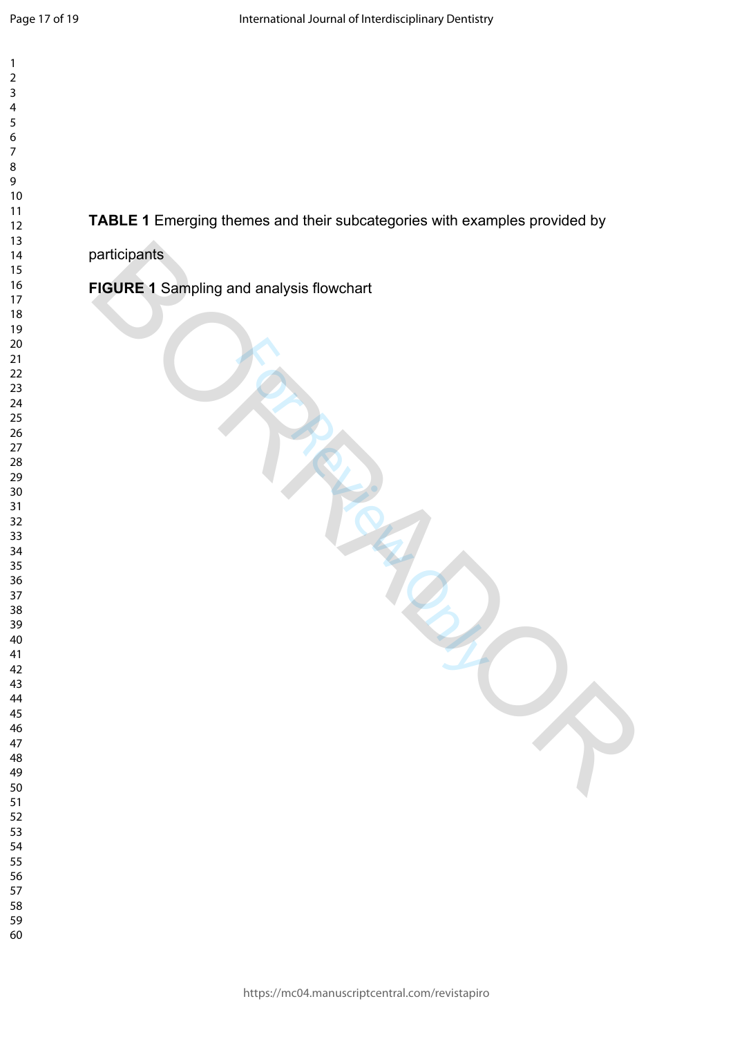**TABLE 1** Emerging themes and their subcategories with examples provided by participants

**FIGURE 1** Sampling and analysis flowchart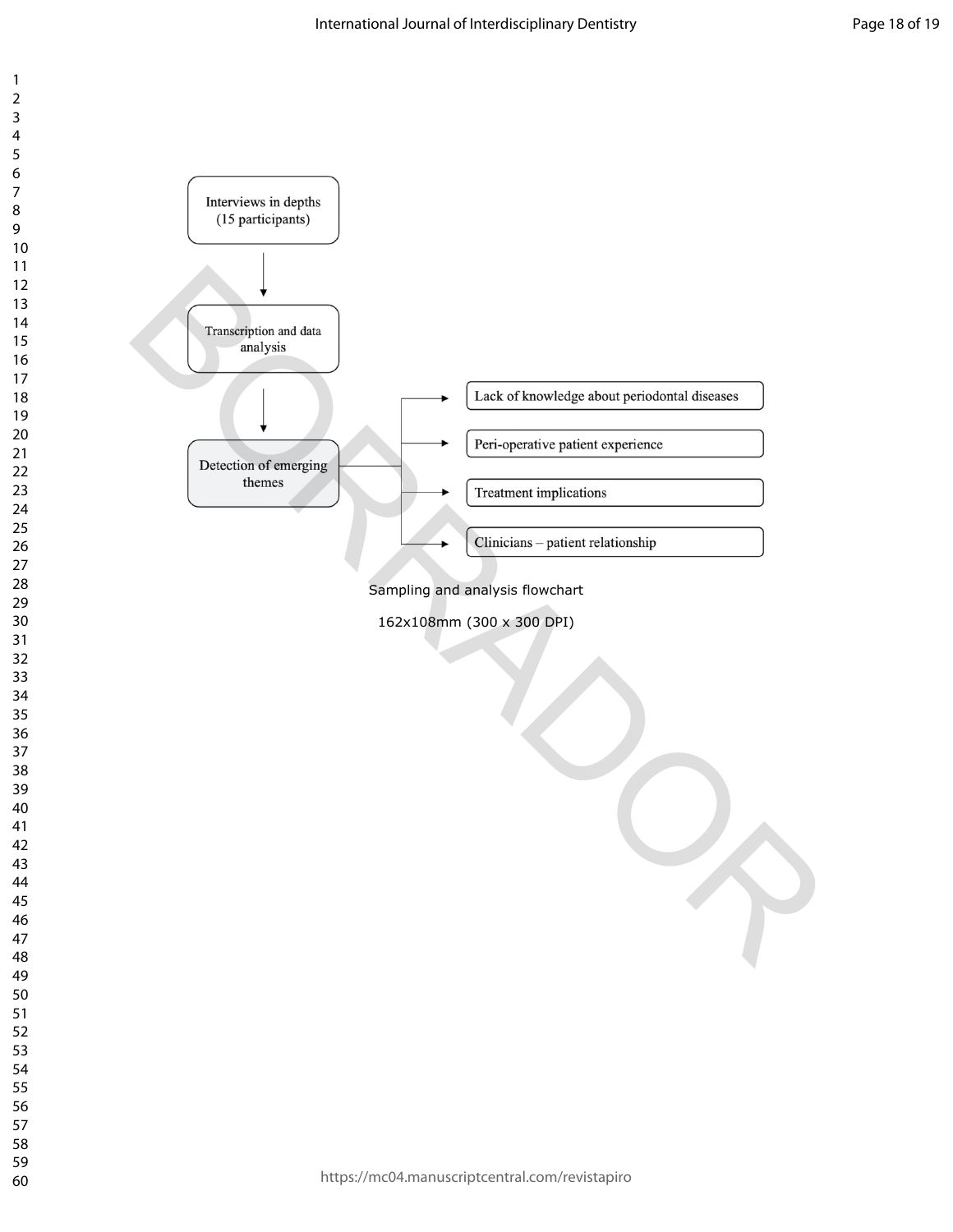Interviews in depths (15 participants)

↓

Transcription and data analysis

↓

Detection of emerging themes

- → Lack of knowledge about periodontal diseases
- → Peri-operative patient experience
- → Treatment implications
- → Clinicians – patient relationship

Sampling and analysis flowchart

162x108mm (300 x 300 DPI)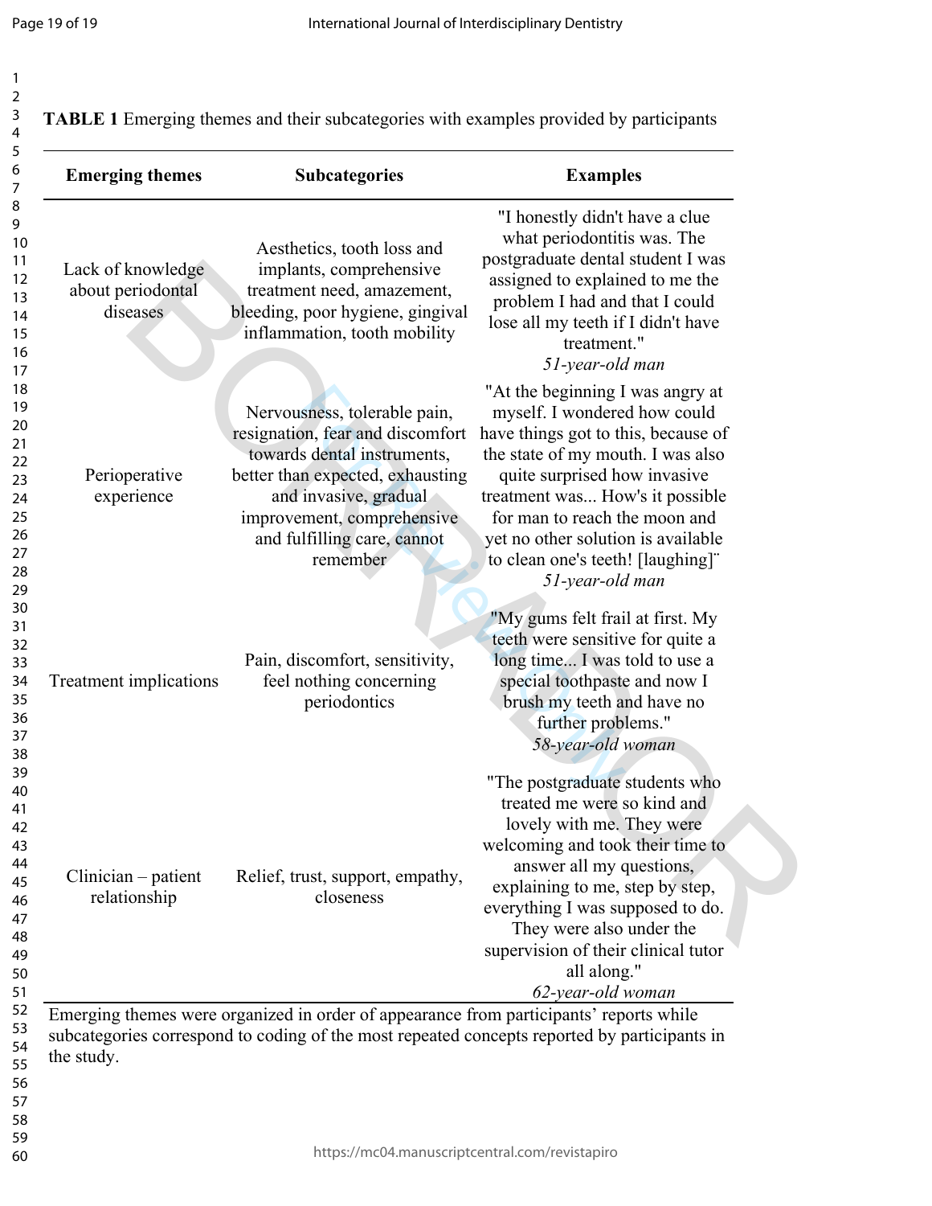**TABLE 1** Emerging themes and their subcategories with examples provided by participants

| Emerging themes | Subcategories | Examples |
|---|---|---|
| Lack of knowledge about periodontal diseases | Aesthetics, tooth loss and implants, comprehensive treatment need, amazement, bleeding, poor hygiene, gingival inflammation, tooth mobility | "I honestly didn't have a clue what periodontitis was. The postgraduate dental student I was assigned to explained to me the problem I had and that I could lose all my teeth if I didn't have treatment." *51-year-old man* |
| Perioperative experience | Nervousness, tolerable pain, resignation, fear and discomfort towards dental instruments, better than expected, exhausting and invasive, gradual improvement, comprehensive and fulfilling care, cannot remember | "At the beginning I was angry at myself. I wondered how could have things got to this, because of the state of my mouth. I was also quite surprised how invasive treatment was... How's it possible for man to reach the moon and yet no other solution is available to clean one's teeth! [laughing]¨ *51-year-old man* |
| Treatment implications | Pain, discomfort, sensitivity, feel nothing concerning periodontics | "My gums felt frail at first. My teeth were sensitive for quite a long time... I was told to use a special toothpaste and now I brush my teeth and have no further problems." *58-year-old woman* |
| Clinician – patient relationship | Relief, trust, support, empathy, closeness | "The postgraduate students who treated me were so kind and lovely with me. They were welcoming and took their time to answer all my questions, explaining to me, step by step, everything I was supposed to do. They were also under the supervision of their clinical tutor all along." *62-year-old woman* |

Emerging themes were organized in order of appearance from participants' reports while subcategories correspond to coding of the most repeated concepts reported by participants in the study.